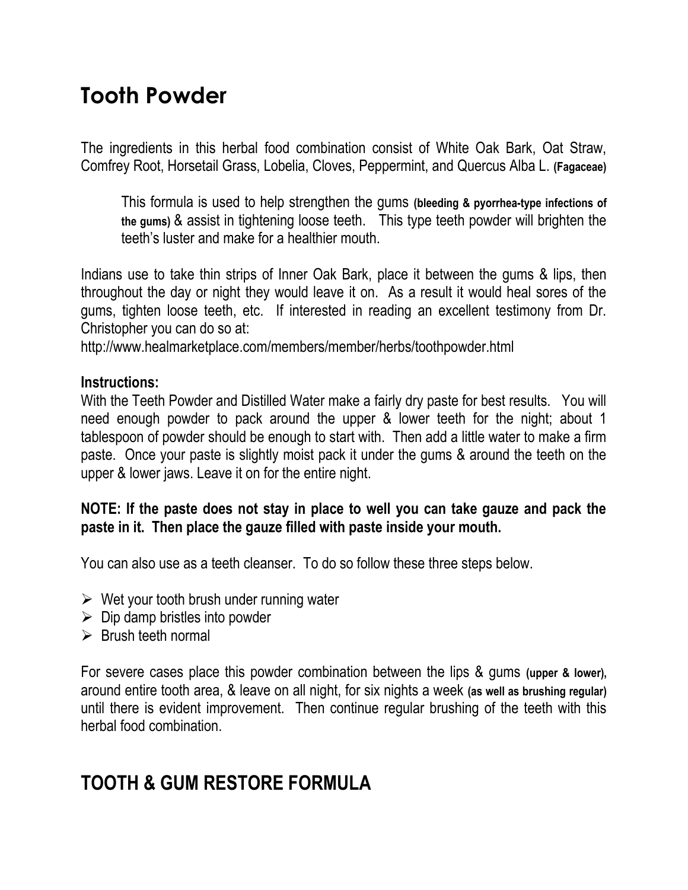# Tooth Powder

The ingredients in this herbal food combination consist of White Oak Bark, Oat Straw, Comfrey Root, Horsetail Grass, Lobelia, Cloves, Peppermint, and Quercus Alba L. **(Fagaceae)**

> This formula is used to help strengthen the gums **(bleeding & pyorrhea-type infections of the gums)** & assist in tightening loose teeth. This type teeth powder will brighten the teeth's luster and make for a healthier mouth.

Indians use to take thin strips of Inner Oak Bark, place it between the gums & lips, then throughout the day or night they would leave it on. As a result it would heal sores of the gums, tighten loose teeth, etc. If interested in reading an excellent testimony from Dr. Christopher you can do so at:
http://www.healmarketplace.com/members/member/herbs/toothpowder.html

**Instructions:**
With the Teeth Powder and Distilled Water make a fairly dry paste for best results. You will need enough powder to pack around the upper & lower teeth for the night; about 1 tablespoon of powder should be enough to start with. Then add a little water to make a firm paste. Once your paste is slightly moist pack it under the gums & around the teeth on the upper & lower jaws. Leave it on for the entire night.

**NOTE: If the paste does not stay in place to well you can take gauze and pack the paste in it. Then place the gauze filled with paste inside your mouth.**

You can also use as a teeth cleanser. To do so follow these three steps below.

- Wet your tooth brush under running water
- Dip damp bristles into powder
- Brush teeth normal

For severe cases place this powder combination between the lips & gums **(upper & lower),** around entire tooth area, & leave on all night, for six nights a week **(as well as brushing regular)** until there is evident improvement. Then continue regular brushing of the teeth with this herbal food combination.

# TOOTH & GUM RESTORE FORMULA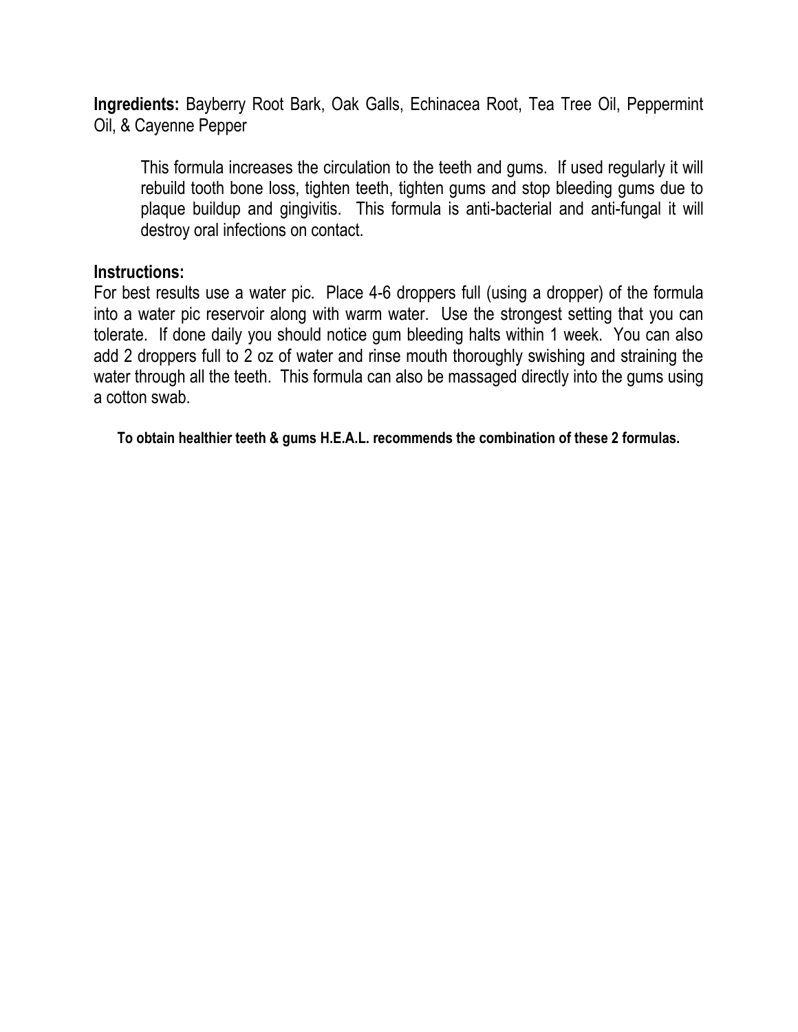**Ingredients:** Bayberry Root Bark, Oak Galls, Echinacea Root, Tea Tree Oil, Peppermint Oil, & Cayenne Pepper

> This formula increases the circulation to the teeth and gums. If used regularly it will rebuild tooth bone loss, tighten teeth, tighten gums and stop bleeding gums due to plaque buildup and gingivitis. This formula is anti-bacterial and anti-fungal it will destroy oral infections on contact.

**Instructions:**

For best results use a water pic. Place 4-6 droppers full (using a dropper) of the formula into a water pic reservoir along with warm water. Use the strongest setting that you can tolerate. If done daily you should notice gum bleeding halts within 1 week. You can also add 2 droppers full to 2 oz of water and rinse mouth thoroughly swishing and straining the water through all the teeth. This formula can also be massaged directly into the gums using a cotton swab.

**To obtain healthier teeth & gums H.E.A.L. recommends the combination of these 2 formulas.**